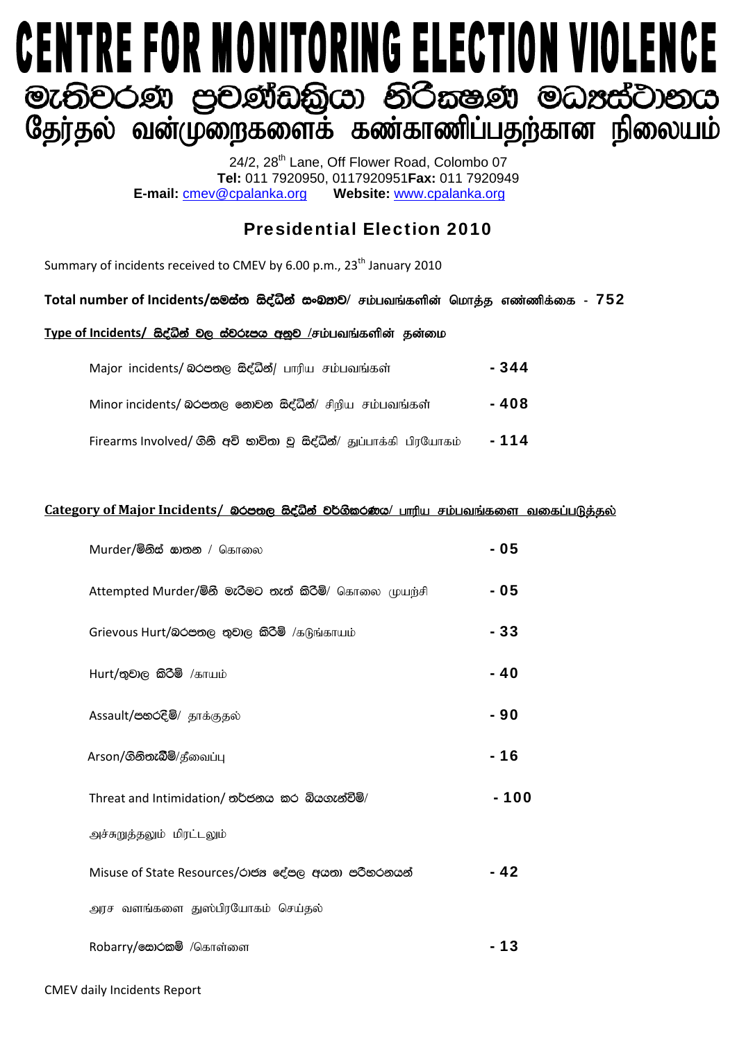# CENTRE FOR MONITORING ELECTION VIOLENCE

# මැතිවරණ ප්‍රචණ්ඩත්‍රියා නිරීක්ෂණ මධ්‍යස්ථානය

# தேர்தல் வன்முறைகளைக் கண்காணிப்பதற்கான நிலையம்

24/2, 28th Lane, Off Flower Road, Colombo 07
**Tel:** 011 7920950, 0117920951**Fax:** 011 7920949
**E-mail:** cmev@cpalanka.org **Website:** www.cpalanka.org

## Presidential Election 2010

Summary of incidents received to CMEV by 6.00 p.m., 23rd January 2010

**Total number of Incidents/සමස්ත සිද්ධීන් සංඛ්‍යාව/** சம்பவங்களின் மொத்த எண்ணிக்கை - **752**

**Type of Incidents/ සිද්ධීන් වල ස්වරූපය අනුව** /சம்பவங்களின் தன்மை

| | |
|---|---|
| Major incidents/ බරපතල සිද්ධීන්/ பாரிய சம்பவங்கள் | - 344 |
| Minor incidents/ බරපතල නොවන සිද්ධීන්/ சிறிய சம்பவங்கள் | - 408 |
| Firearms Involved/ ගිනි අවි භාවිතා වූ සිද්ධීන්/ துப்பாக்கி பிரயோகம் | - 114 |

**Category of Major Incidents/ බරපතල සිද්ධීන් වර්ගීකරණය/ பாரிய சம்பவங்களை வகைப்படுத்தல்**

| | |
|---|---|
| Murder/**මිනිස් ඝාතන** / கொலை | - 05 |
| Attempted Murder/**මිනී මැරීමට තැත් කිරීම්**/ கொலை முயற்சி | - 05 |
| Grievous Hurt/**බරපතල තුවාල කිරීම්** /கடுங்காயம் | - 33 |
| Hurt/**තුවාල කිරීම්** /காயம் | - 40 |
| Assault/**පහරදීම්**/ தாக்குதல் | - 90 |
| Arson/**ගිනිතැබීම්**/தீவைப்பு | - 16 |
| Threat and Intimidation/ තර්ජනය කර බියගැන්වීම්/ அச்சுறுத்தலும் மிரட்டலும் | - 100 |
| Misuse of State Resources/රාජ්‍ය දේපල අයතා පරිහරනයන් அரச வளங்களை துஸ்பிரயோகம் செய்தல் | - 42 |
| Robarry/**සොරකම්** /கொள்ளை | - 13 |

CMEV daily Incidents Report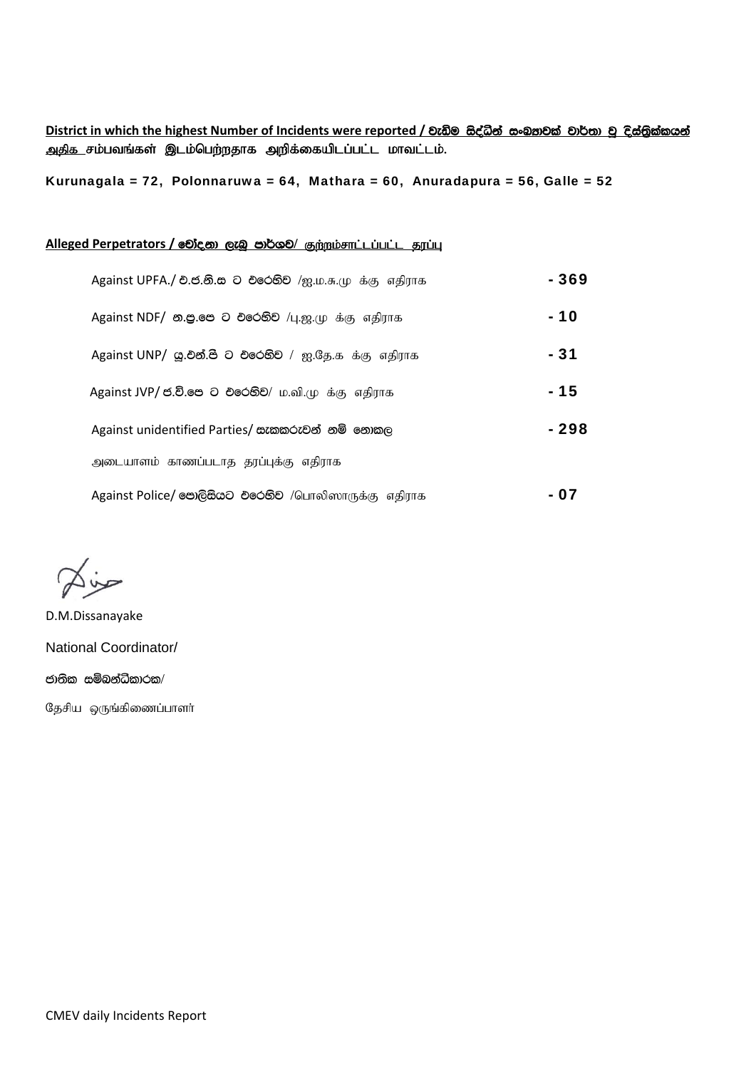**District in which the highest Number of Incidents were reported / වැඩිම සිද්ධීන් සංඛ්‍යාවක් වාර්තා වූ දිස්ත්‍රික්කයන්**
**அதிக சம்பவங்கள் இடம்பெற்றதாக அறிக்கையிடப்பட்ட மாவட்டம்.**

**Kurunagala = 72, Polonnaruwa = 64, Mathara = 60, Anuradapura = 56, Galle = 52**

**Alleged Perpetrators / චෝදනා ලැබූ පාර්ශව/ குற்றம்சாட்டப்பட்ட தரப்பு**

| | |
|---|---|
| Against UPFA./ එ.ජ.නි.ස ට එරෙහිව /ஐ.ம.சு.மு க்கு எதிராக | - 369 |
| Against NDF/ න.ප්‍ර.පෙ ට එරෙහිව /பு.ஜ.மு க்கு எதிராக | - 10 |
| Against UNP/ යූ.එන්.පී ට එරෙහිව / ஐ.தே.க க்கு எதிராக | - 31 |
| Against JVP/ ජ.වි.පෙ ට එරෙහිව/ ம.வி.மு க்கு எதிராக | - 15 |
| Against unidentified Parties/ සැකකරුවන් නම් නොකළ அடையாளம் காணப்படாத தரப்புக்கு எதிராக | - 298 |
| Against Police/ පොලිසියට එරෙහිව /பொலிஸாருக்கு எதிராக | - 07 |

D.M.Dissanayake

National Coordinator/

ජාතික සම්බන්ධීකාරක/

தேசிய ஒருங்கிணைப்பாளர்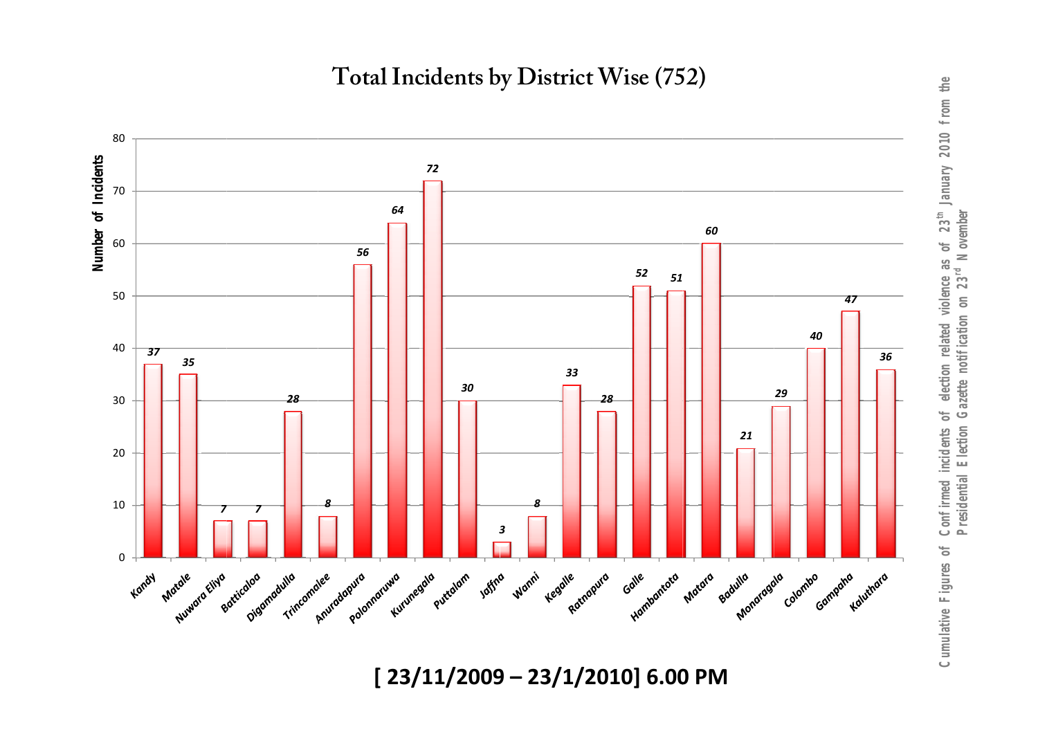# Total Incidents by District Wise (752)

| District | Number of Incidents |
|---|---|
| Kandy | 37 |
| Matale | 35 |
| Nuwara Eliya | 7 |
| Batticaloa | 7 |
| Digamadulla | 28 |
| Trincomalee | 8 |
| Anuradapura | 56 |
| Polonnaruwa | 64 |
| Kurunegala | 72 |
| Puttalam | 30 |
| Jaffna | 3 |
| Wanni | 8 |
| Kegalle | 33 |
| Ratnopura | 28 |
| Galle | 52 |
| Hambantota | 51 |
| Matara | 60 |
| Badulla | 21 |
| Monaragala | 29 |
| Colombo | 40 |
| Gampaha | 47 |
| Kaluthara | 36 |

Cumulative Figures of Confirmed incidents of election related violence as of 23rd January 2010 from the Presidential Election Gazette notification on 23rd November

**[ 23/11/2009 – 23/1/2010] 6.00 PM**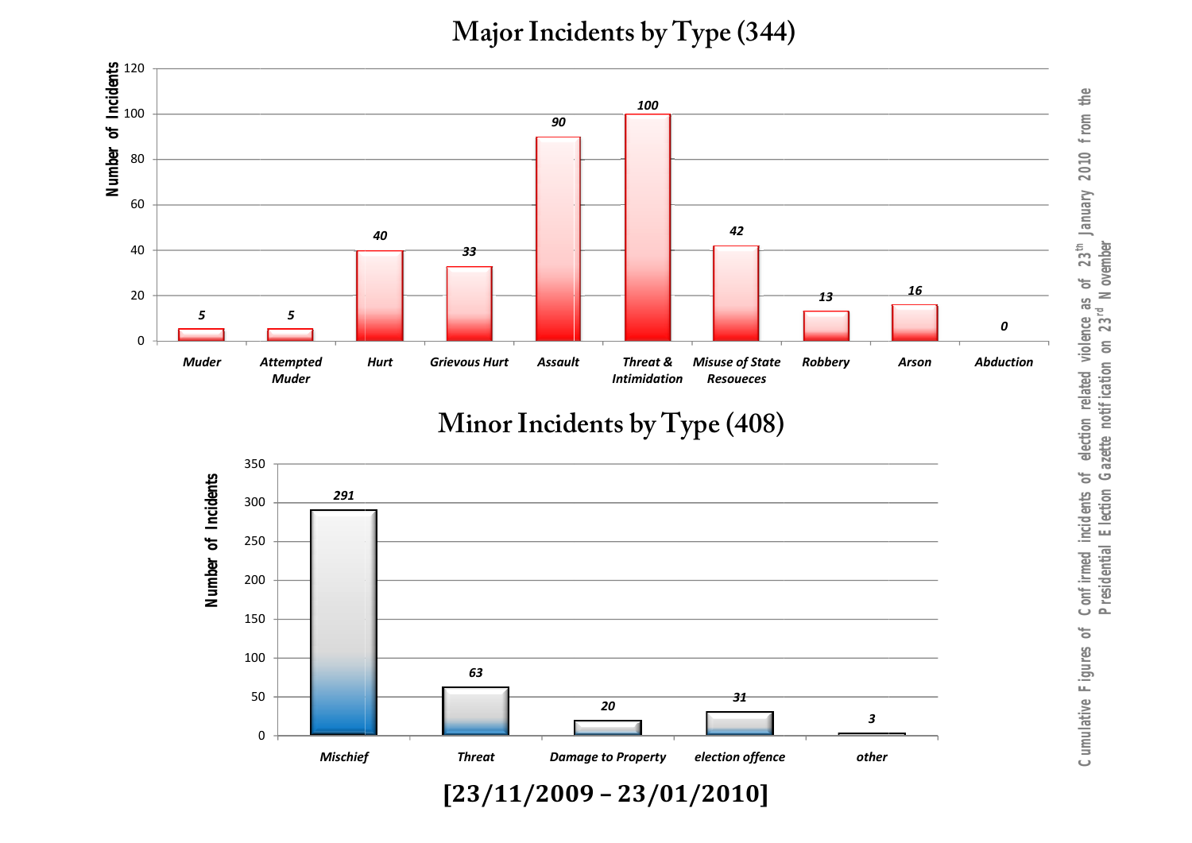## Major Incidents by Type (344)

Number of Incidents

120
100
80
60
40
20
0

5 Muder
5 Attempted Muder
40 Hurt
33 Grievous Hurt
90 Assault
100 Threat & Intimidation
42 Misuse of State Resoueces
13 Robbery
16 Arson
0 Abduction

## Minor Incidents by Type (408)

Number of Incidents

350
300
250
200
150
100
50
0

291 Mischief
63 Threat
20 Damage to Property
31 election offence
3 other

**[23/11/2009 – 23/01/2010]**

Cumulative Figures of Confirmed incidents of election related violence as of 23rd January 2010 from the Presidential Election Gazette notification on 23rd November